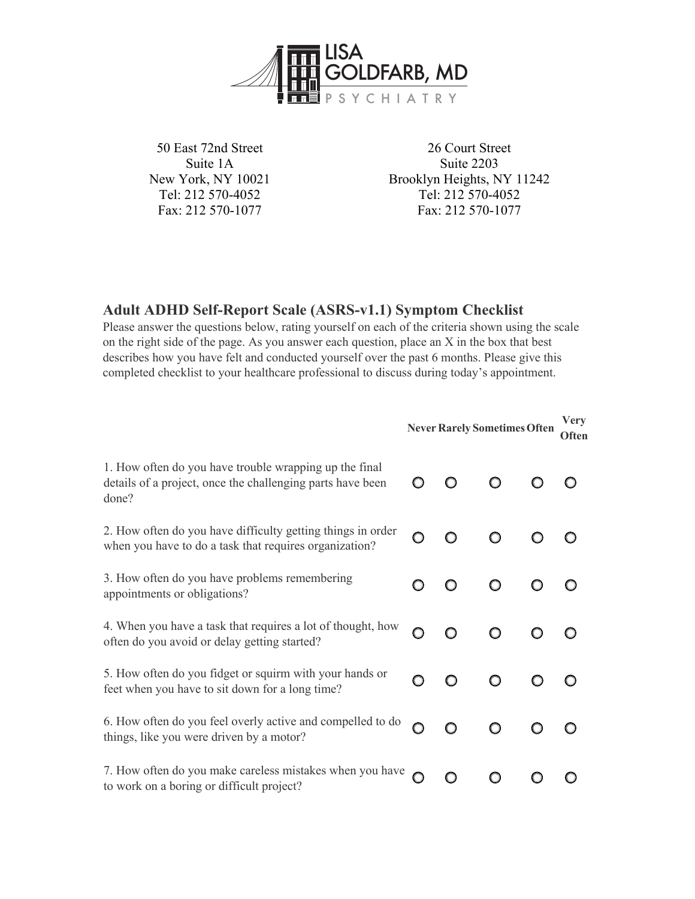LISA GOLDFARB, MD

PSYCHIATRY

50 East 72nd Street
Suite 1A
New York, NY 10021
Tel: 212 570-4052
Fax: 212 570-1077

26 Court Street
Suite 2203
Brooklyn Heights, NY 11242
Tel: 212 570-4052
Fax: 212 570-1077

## Adult ADHD Self-Report Scale (ASRS-v1.1) Symptom Checklist

Please answer the questions below, rating yourself on each of the criteria shown using the scale on the right side of the page. As you answer each question, place an X in the box that best describes how you have felt and conducted yourself over the past 6 months. Please give this completed checklist to your healthcare professional to discuss during today's appointment.

| | Never | Rarely | Sometimes | Often | Very Often |
|---|---|---|---|---|---|
| 1. How often do you have trouble wrapping up the final details of a project, once the challenging parts have been done? | ○ | ○ | ○ | ○ | ○ |
| 2. How often do you have difficulty getting things in order when you have to do a task that requires organization? | ○ | ○ | ○ | ○ | ○ |
| 3. How often do you have problems remembering appointments or obligations? | ○ | ○ | ○ | ○ | ○ |
| 4. When you have a task that requires a lot of thought, how often do you avoid or delay getting started? | ○ | ○ | ○ | ○ | ○ |
| 5. How often do you fidget or squirm with your hands or feet when you have to sit down for a long time? | ○ | ○ | ○ | ○ | ○ |
| 6. How often do you feel overly active and compelled to do things, like you were driven by a motor? | ○ | ○ | ○ | ○ | ○ |
| 7. How often do you make careless mistakes when you have to work on a boring or difficult project? | ○ | ○ | ○ | ○ | ○ |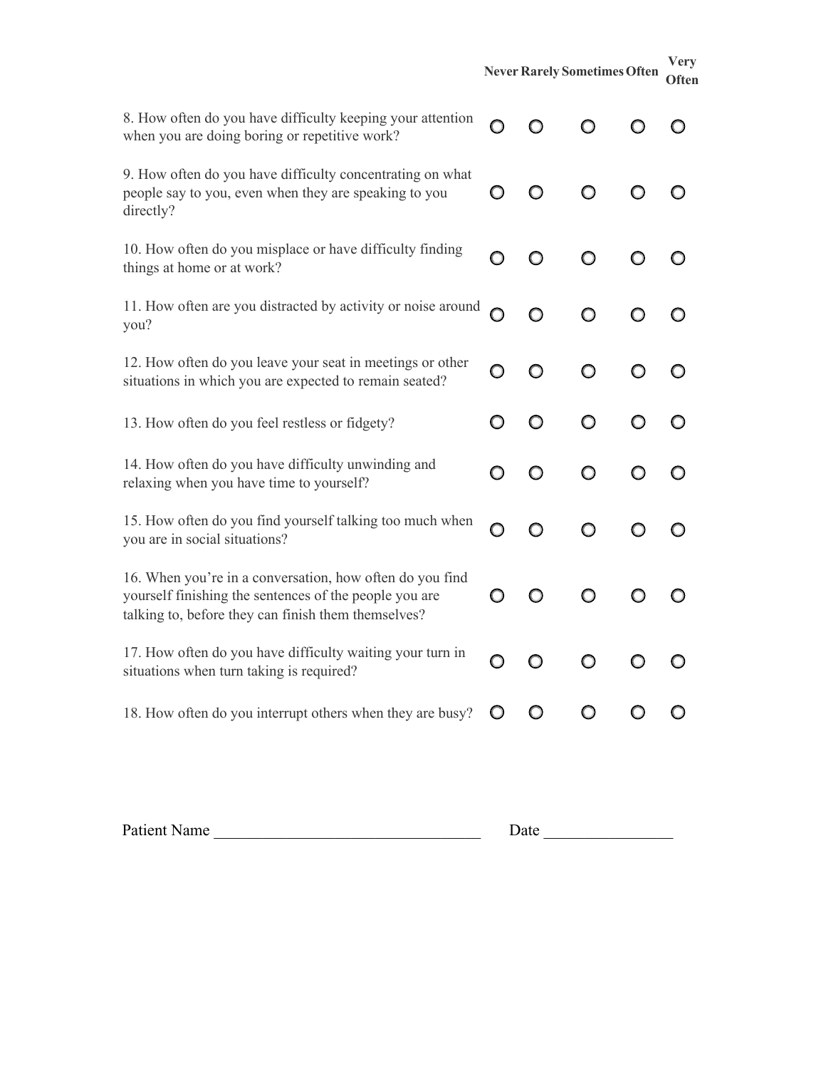| | Never | Rarely | Sometimes | Often | Very Often |
|---|---|---|---|---|---|
| 8. How often do you have difficulty keeping your attention when you are doing boring or repetitive work? | ○ | ○ | ○ | ○ | ○ |
| 9. How often do you have difficulty concentrating on what people say to you, even when they are speaking to you directly? | ○ | ○ | ○ | ○ | ○ |
| 10. How often do you misplace or have difficulty finding things at home or at work? | ○ | ○ | ○ | ○ | ○ |
| 11. How often are you distracted by activity or noise around you? | ○ | ○ | ○ | ○ | ○ |
| 12. How often do you leave your seat in meetings or other situations in which you are expected to remain seated? | ○ | ○ | ○ | ○ | ○ |
| 13. How often do you feel restless or fidgety? | ○ | ○ | ○ | ○ | ○ |
| 14. How often do you have difficulty unwinding and relaxing when you have time to yourself? | ○ | ○ | ○ | ○ | ○ |
| 15. How often do you find yourself talking too much when you are in social situations? | ○ | ○ | ○ | ○ | ○ |
| 16. When you're in a conversation, how often do you find yourself finishing the sentences of the people you are talking to, before they can finish them themselves? | ○ | ○ | ○ | ○ | ○ |
| 17. How often do you have difficulty waiting your turn in situations when turn taking is required? | ○ | ○ | ○ | ○ | ○ |
| 18. How often do you interrupt others when they are busy? | ○ | ○ | ○ | ○ | ○ |

Patient Name ________________________________ Date ________________